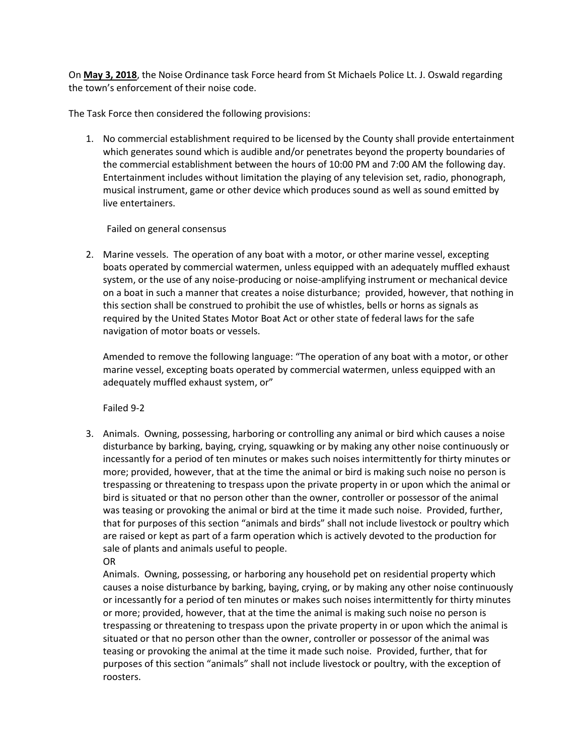On **May 3, 2018**, the Noise Ordinance task Force heard from St Michaels Police Lt. J. Oswald regarding the town's enforcement of their noise code.

The Task Force then considered the following provisions:

1. No commercial establishment required to be licensed by the County shall provide entertainment which generates sound which is audible and/or penetrates beyond the property boundaries of the commercial establishment between the hours of 10:00 PM and 7:00 AM the following day. Entertainment includes without limitation the playing of any television set, radio, phonograph, musical instrument, game or other device which produces sound as well as sound emitted by live entertainers.

   Failed on general consensus

2. Marine vessels. The operation of any boat with a motor, or other marine vessel, excepting boats operated by commercial watermen, unless equipped with an adequately muffled exhaust system, or the use of any noise-producing or noise-amplifying instrument or mechanical device on a boat in such a manner that creates a noise disturbance; provided, however, that nothing in this section shall be construed to prohibit the use of whistles, bells or horns as signals as required by the United States Motor Boat Act or other state of federal laws for the safe navigation of motor boats or vessels.

   Amended to remove the following language: "The operation of any boat with a motor, or other marine vessel, excepting boats operated by commercial watermen, unless equipped with an adequately muffled exhaust system, or"

   Failed 9-2

3. Animals. Owning, possessing, harboring or controlling any animal or bird which causes a noise disturbance by barking, baying, crying, squawking or by making any other noise continuously or incessantly for a period of ten minutes or makes such noises intermittently for thirty minutes or more; provided, however, that at the time the animal or bird is making such noise no person is trespassing or threatening to trespass upon the private property in or upon which the animal or bird is situated or that no person other than the owner, controller or possessor of the animal was teasing or provoking the animal or bird at the time it made such noise. Provided, further, that for purposes of this section "animals and birds" shall not include livestock or poultry which are raised or kept as part of a farm operation which is actively devoted to the production for sale of plants and animals useful to people.
   OR
   Animals. Owning, possessing, or harboring any household pet on residential property which causes a noise disturbance by barking, baying, crying, or by making any other noise continuously or incessantly for a period of ten minutes or makes such noises intermittently for thirty minutes or more; provided, however, that at the time the animal is making such noise no person is trespassing or threatening to trespass upon the private property in or upon which the animal is situated or that no person other than the owner, controller or possessor of the animal was teasing or provoking the animal at the time it made such noise. Provided, further, that for purposes of this section "animals" shall not include livestock or poultry, with the exception of roosters.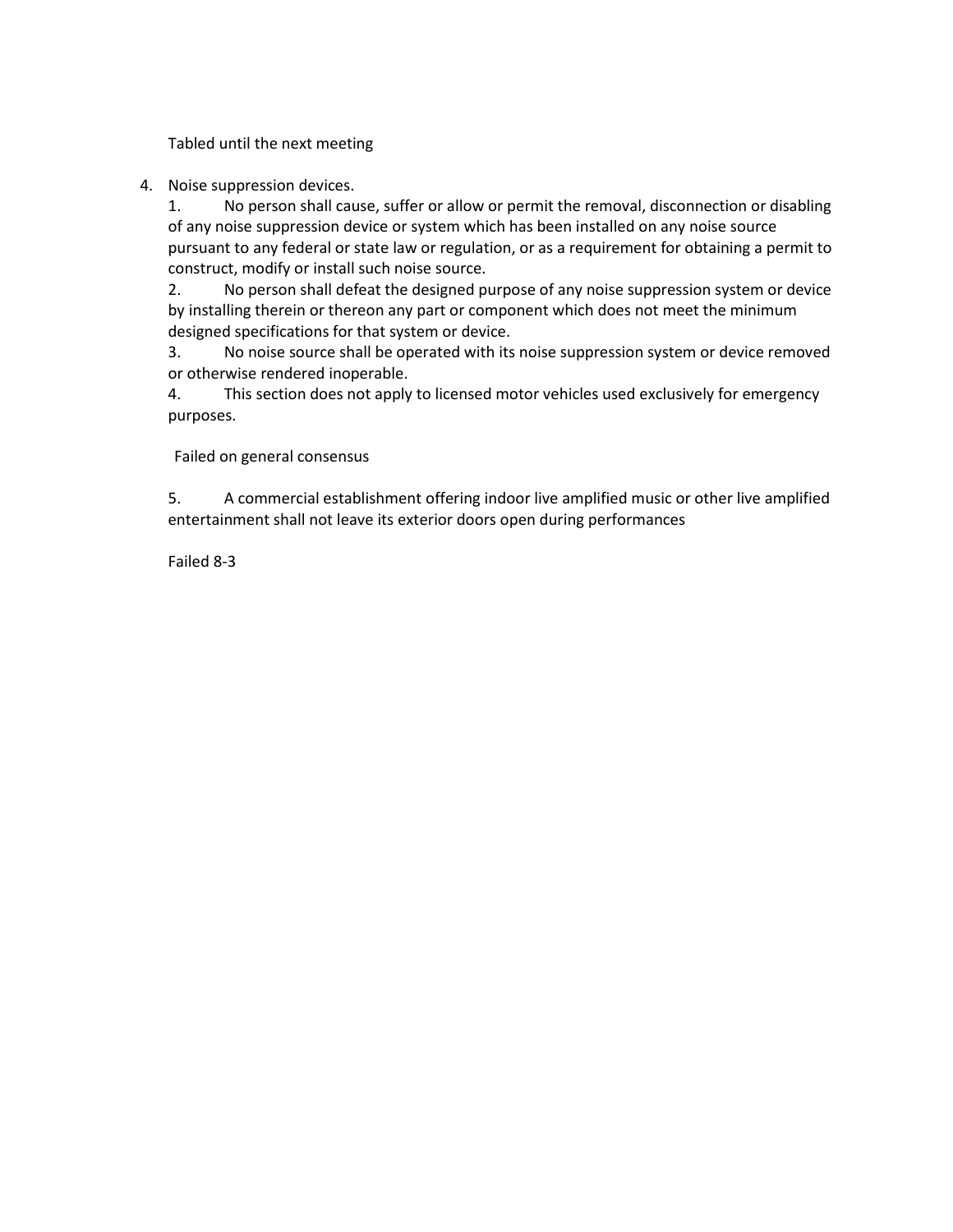Tabled until the next meeting

4. Noise suppression devices.

   1. No person shall cause, suffer or allow or permit the removal, disconnection or disabling of any noise suppression device or system which has been installed on any noise source pursuant to any federal or state law or regulation, or as a requirement for obtaining a permit to construct, modify or install such noise source.
   2. No person shall defeat the designed purpose of any noise suppression system or device by installing therein or thereon any part or component which does not meet the minimum designed specifications for that system or device.
   3. No noise source shall be operated with its noise suppression system or device removed or otherwise rendered inoperable.
   4. This section does not apply to licensed motor vehicles used exclusively for emergency purposes.

   Failed on general consensus

   5. A commercial establishment offering indoor live amplified music or other live amplified entertainment shall not leave its exterior doors open during performances

   Failed 8-3